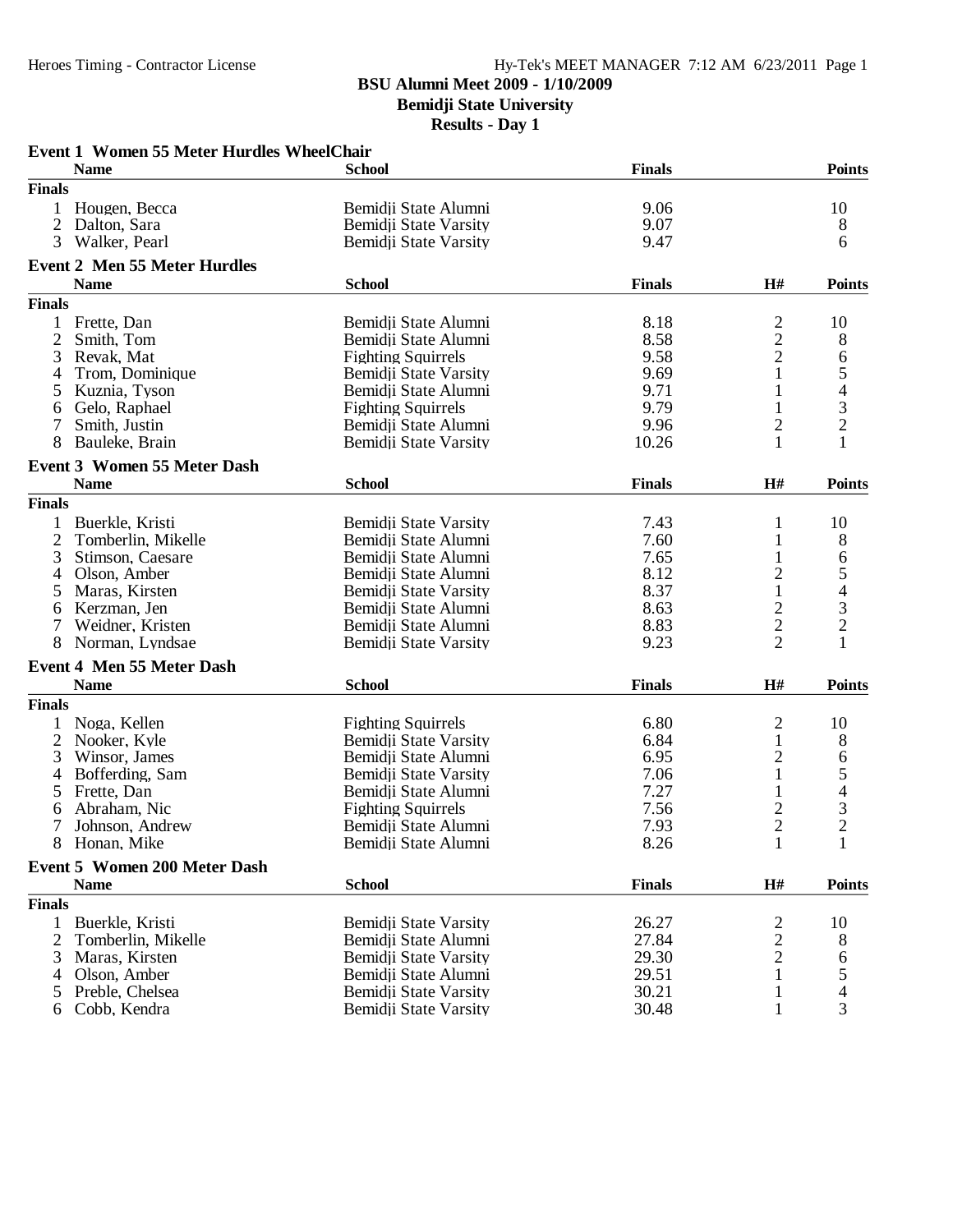**BSU Alumni Meet 2009 - 1/10/2009**
**Bemidji State University**
**Results - Day 1**

### Event 1 Women 55 Meter Hurdles WheelChair

| | Name | School | Finals | Points |
|---|---|---|---|---|
| **Finals** | | | | |
| 1 | Hougen, Becca | Bemidji State Alumni | 9.06 | 10 |
| 2 | Dalton, Sara | Bemidji State Varsity | 9.07 | 8 |
| 3 | Walker, Pearl | Bemidji State Varsity | 9.47 | 6 |

### Event 2 Men 55 Meter Hurdles

| | Name | School | Finals | H# | Points |
|---|---|---|---|---|---|
| **Finals** | | | | | |
| 1 | Frette, Dan | Bemidji State Alumni | 8.18 | 2 | 10 |
| 2 | Smith, Tom | Bemidji State Alumni | 8.58 | 2 | 8 |
| 3 | Revak, Mat | Fighting Squirrels | 9.58 | 2 | 6 |
| 4 | Trom, Dominique | Bemidji State Varsity | 9.69 | 1 | 5 |
| 5 | Kuznia, Tyson | Bemidji State Alumni | 9.71 | 1 | 4 |
| 6 | Gelo, Raphael | Fighting Squirrels | 9.79 | 1 | 3 |
| 7 | Smith, Justin | Bemidji State Alumni | 9.96 | 2 | 2 |
| 8 | Bauleke, Brain | Bemidji State Varsity | 10.26 | 1 | 1 |

### Event 3 Women 55 Meter Dash

| | Name | School | Finals | H# | Points |
|---|---|---|---|---|---|
| **Finals** | | | | | |
| 1 | Buerkle, Kristi | Bemidji State Varsity | 7.43 | 1 | 10 |
| 2 | Tomberlin, Mikelle | Bemidji State Alumni | 7.60 | 1 | 8 |
| 3 | Stimson, Caesare | Bemidji State Alumni | 7.65 | 1 | 6 |
| 4 | Olson, Amber | Bemidji State Alumni | 8.12 | 2 | 5 |
| 5 | Maras, Kirsten | Bemidji State Varsity | 8.37 | 1 | 4 |
| 6 | Kerzman, Jen | Bemidji State Alumni | 8.63 | 2 | 3 |
| 7 | Weidner, Kristen | Bemidji State Alumni | 8.83 | 2 | 2 |
| 8 | Norman, Lyndsae | Bemidji State Varsity | 9.23 | 2 | 1 |

### Event 4 Men 55 Meter Dash

| | Name | School | Finals | H# | Points |
|---|---|---|---|---|---|
| **Finals** | | | | | |
| 1 | Noga, Kellen | Fighting Squirrels | 6.80 | 2 | 10 |
| 2 | Nooker, Kyle | Bemidji State Varsity | 6.84 | 1 | 8 |
| 3 | Winsor, James | Bemidji State Alumni | 6.95 | 2 | 6 |
| 4 | Bofferding, Sam | Bemidji State Varsity | 7.06 | 1 | 5 |
| 5 | Frette, Dan | Bemidji State Alumni | 7.27 | 1 | 4 |
| 6 | Abraham, Nic | Fighting Squirrels | 7.56 | 2 | 3 |
| 7 | Johnson, Andrew | Bemidji State Alumni | 7.93 | 2 | 2 |
| 8 | Honan, Mike | Bemidji State Alumni | 8.26 | 1 | 1 |

### Event 5 Women 200 Meter Dash

| | Name | School | Finals | H# | Points |
|---|---|---|---|---|---|
| **Finals** | | | | | |
| 1 | Buerkle, Kristi | Bemidji State Varsity | 26.27 | 2 | 10 |
| 2 | Tomberlin, Mikelle | Bemidji State Alumni | 27.84 | 2 | 8 |
| 3 | Maras, Kirsten | Bemidji State Varsity | 29.30 | 2 | 6 |
| 4 | Olson, Amber | Bemidji State Alumni | 29.51 | 1 | 5 |
| 5 | Preble, Chelsea | Bemidji State Varsity | 30.21 | 1 | 4 |
| 6 | Cobb, Kendra | Bemidji State Varsity | 30.48 | 1 | 3 |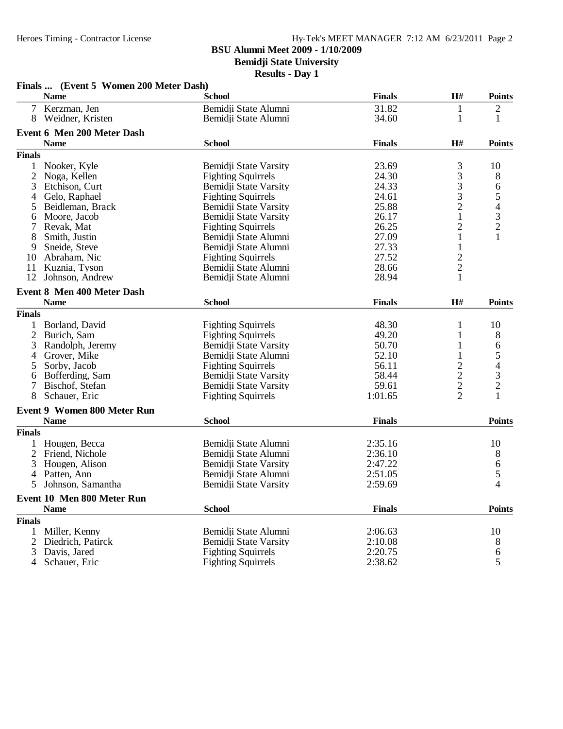**BSU Alumni Meet 2009 - 1/10/2009**
**Bemidji State University**
**Results - Day 1**

### Finals ... (Event 5 Women 200 Meter Dash)

| | Name | School | Finals | H# | Points |
|---|---|---|---|---|---|
| 7 | Kerzman, Jen | Bemidji State Alumni | 31.82 | 1 | 2 |
| 8 | Weidner, Kristen | Bemidji State Alumni | 34.60 | 1 | 1 |

### Event 6 Men 200 Meter Dash

| | Name | School | Finals | H# | Points |
|---|---|---|---|---|---|
| **Finals** | | | | | |
| 1 | Nooker, Kyle | Bemidji State Varsity | 23.69 | 3 | 10 |
| 2 | Noga, Kellen | Fighting Squirrels | 24.30 | 3 | 8 |
| 3 | Etchison, Curt | Bemidji State Varsity | 24.33 | 3 | 6 |
| 4 | Gelo, Raphael | Fighting Squirrels | 24.61 | 3 | 5 |
| 5 | Beidleman, Brack | Bemidji State Varsity | 25.88 | 2 | 4 |
| 6 | Moore, Jacob | Bemidji State Varsity | 26.17 | 1 | 3 |
| 7 | Revak, Mat | Fighting Squirrels | 26.25 | 2 | 2 |
| 8 | Smith, Justin | Bemidji State Alumni | 27.09 | 1 | 1 |
| 9 | Sneide, Steve | Bemidji State Alumni | 27.33 | 1 | |
| 10 | Abraham, Nic | Fighting Squirrels | 27.52 | 2 | |
| 11 | Kuznia, Tyson | Bemidji State Alumni | 28.66 | 2 | |
| 12 | Johnson, Andrew | Bemidji State Alumni | 28.94 | 1 | |

### Event 8 Men 400 Meter Dash

| | Name | School | Finals | H# | Points |
|---|---|---|---|---|---|
| **Finals** | | | | | |
| 1 | Borland, David | Fighting Squirrels | 48.30 | 1 | 10 |
| 2 | Burich, Sam | Fighting Squirrels | 49.20 | 1 | 8 |
| 3 | Randolph, Jeremy | Bemidji State Varsity | 50.70 | 1 | 6 |
| 4 | Grover, Mike | Bemidji State Alumni | 52.10 | 1 | 5 |
| 5 | Sorby, Jacob | Fighting Squirrels | 56.11 | 2 | 4 |
| 6 | Bofferding, Sam | Bemidji State Varsity | 58.44 | 2 | 3 |
| 7 | Bischof, Stefan | Bemidji State Varsity | 59.61 | 2 | 2 |
| 8 | Schauer, Eric | Fighting Squirrels | 1:01.65 | 2 | 1 |

### Event 9 Women 800 Meter Run

| | Name | School | Finals | Points |
|---|---|---|---|---|
| **Finals** | | | | |
| 1 | Hougen, Becca | Bemidji State Alumni | 2:35.16 | 10 |
| 2 | Friend, Nichole | Bemidji State Alumni | 2:36.10 | 8 |
| 3 | Hougen, Alison | Bemidji State Varsity | 2:47.22 | 6 |
| 4 | Patten, Ann | Bemidji State Alumni | 2:51.05 | 5 |
| 5 | Johnson, Samantha | Bemidji State Varsity | 2:59.69 | 4 |

### Event 10 Men 800 Meter Run

| | Name | School | Finals | Points |
|---|---|---|---|---|
| **Finals** | | | | |
| 1 | Miller, Kenny | Bemidji State Alumni | 2:06.63 | 10 |
| 2 | Diedrich, Patirck | Bemidji State Varsity | 2:10.08 | 8 |
| 3 | Davis, Jared | Fighting Squirrels | 2:20.75 | 6 |
| 4 | Schauer, Eric | Fighting Squirrels | 2:38.62 | 5 |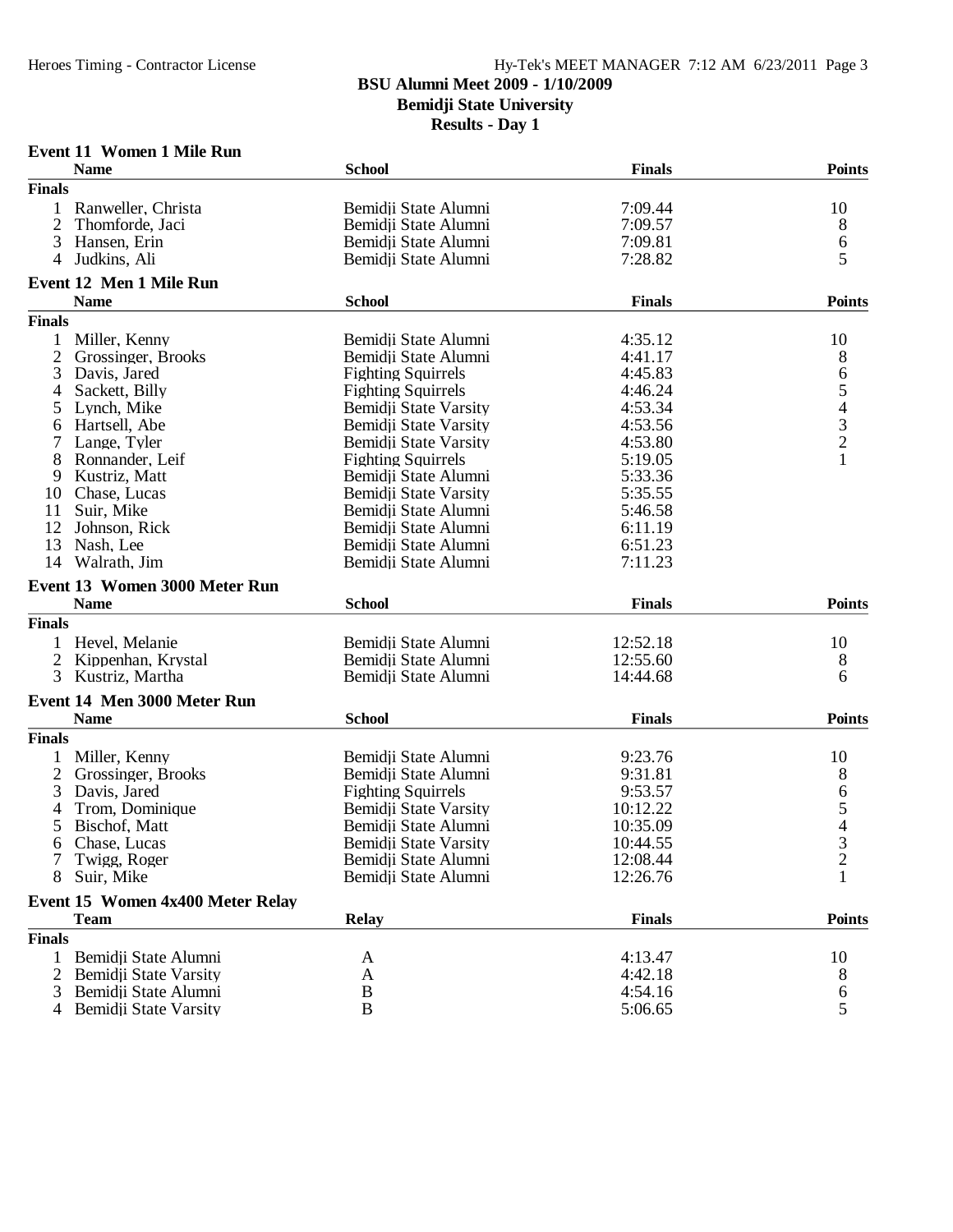**BSU Alumni Meet 2009 - 1/10/2009**
**Bemidji State University**
**Results - Day 1**

### Event 11 Women 1 Mile Run

| | Name | School | Finals | Points |
|---|---|---|---|---|
| **Finals** | | | | |
| 1 | Ranweller, Christa | Bemidji State Alumni | 7:09.44 | 10 |
| 2 | Thomforde, Jaci | Bemidji State Alumni | 7:09.57 | 8 |
| 3 | Hansen, Erin | Bemidji State Alumni | 7:09.81 | 6 |
| 4 | Judkins, Ali | Bemidji State Alumni | 7:28.82 | 5 |

### Event 12 Men 1 Mile Run

| | Name | School | Finals | Points |
|---|---|---|---|---|
| **Finals** | | | | |
| 1 | Miller, Kenny | Bemidji State Alumni | 4:35.12 | 10 |
| 2 | Grossinger, Brooks | Bemidji State Alumni | 4:41.17 | 8 |
| 3 | Davis, Jared | Fighting Squirrels | 4:45.83 | 6 |
| 4 | Sackett, Billy | Fighting Squirrels | 4:46.24 | 5 |
| 5 | Lynch, Mike | Bemidji State Varsity | 4:53.34 | 4 |
| 6 | Hartsell, Abe | Bemidji State Varsity | 4:53.56 | 3 |
| 7 | Lange, Tyler | Bemidji State Varsity | 4:53.80 | 2 |
| 8 | Ronnander, Leif | Fighting Squirrels | 5:19.05 | 1 |
| 9 | Kustriz, Matt | Bemidji State Alumni | 5:33.36 | |
| 10 | Chase, Lucas | Bemidji State Varsity | 5:35.55 | |
| 11 | Suir, Mike | Bemidji State Alumni | 5:46.58 | |
| 12 | Johnson, Rick | Bemidji State Alumni | 6:11.19 | |
| 13 | Nash, Lee | Bemidji State Alumni | 6:51.23 | |
| 14 | Walrath, Jim | Bemidji State Alumni | 7:11.23 | |

### Event 13 Women 3000 Meter Run

| | Name | School | Finals | Points |
|---|---|---|---|---|
| **Finals** | | | | |
| 1 | Hevel, Melanie | Bemidji State Alumni | 12:52.18 | 10 |
| 2 | Kippenhan, Krystal | Bemidji State Alumni | 12:55.60 | 8 |
| 3 | Kustriz, Martha | Bemidji State Alumni | 14:44.68 | 6 |

### Event 14 Men 3000 Meter Run

| | Name | School | Finals | Points |
|---|---|---|---|---|
| **Finals** | | | | |
| 1 | Miller, Kenny | Bemidji State Alumni | 9:23.76 | 10 |
| 2 | Grossinger, Brooks | Bemidji State Alumni | 9:31.81 | 8 |
| 3 | Davis, Jared | Fighting Squirrels | 9:53.57 | 6 |
| 4 | Trom, Dominique | Bemidji State Varsity | 10:12.22 | 5 |
| 5 | Bischof, Matt | Bemidji State Alumni | 10:35.09 | 4 |
| 6 | Chase, Lucas | Bemidji State Varsity | 10:44.55 | 3 |
| 7 | Twigg, Roger | Bemidji State Alumni | 12:08.44 | 2 |
| 8 | Suir, Mike | Bemidji State Alumni | 12:26.76 | 1 |

### Event 15 Women 4x400 Meter Relay

| | Team | Relay | Finals | Points |
|---|---|---|---|---|
| **Finals** | | | | |
| 1 | Bemidji State Alumni | A | 4:13.47 | 10 |
| 2 | Bemidji State Varsity | A | 4:42.18 | 8 |
| 3 | Bemidji State Alumni | B | 4:54.16 | 6 |
| 4 | Bemidji State Varsity | B | 5:06.65 | 5 |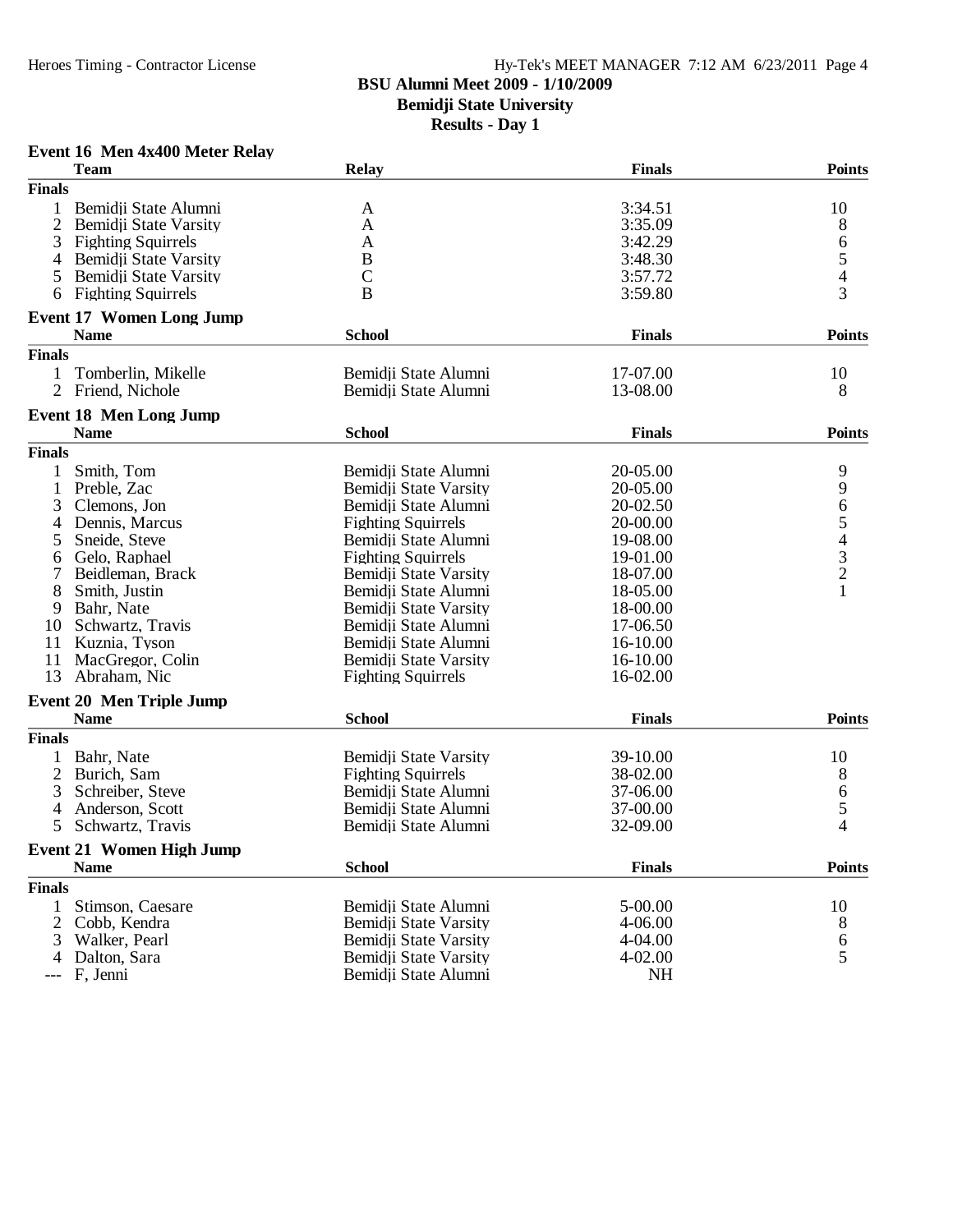**BSU Alumni Meet 2009 - 1/10/2009**
**Bemidji State University**
**Results - Day 1**

### Event 16 Men 4x400 Meter Relay

| | Team | Relay | Finals | Points |
|---|---|---|---|---|
| **Finals** | | | | |
| 1 | Bemidji State Alumni | A | 3:34.51 | 10 |
| 2 | Bemidji State Varsity | A | 3:35.09 | 8 |
| 3 | Fighting Squirrels | A | 3:42.29 | 6 |
| 4 | Bemidji State Varsity | B | 3:48.30 | 5 |
| 5 | Bemidji State Varsity | C | 3:57.72 | 4 |
| 6 | Fighting Squirrels | B | 3:59.80 | 3 |

### Event 17 Women Long Jump

| | Name | School | Finals | Points |
|---|---|---|---|---|
| **Finals** | | | | |
| 1 | Tomberlin, Mikelle | Bemidji State Alumni | 17-07.00 | 10 |
| 2 | Friend, Nichole | Bemidji State Alumni | 13-08.00 | 8 |

### Event 18 Men Long Jump

| | Name | School | Finals | Points |
|---|---|---|---|---|
| **Finals** | | | | |
| 1 | Smith, Tom | Bemidji State Alumni | 20-05.00 | 9 |
| 1 | Preble, Zac | Bemidji State Varsity | 20-05.00 | 9 |
| 3 | Clemons, Jon | Bemidji State Alumni | 20-02.50 | 6 |
| 4 | Dennis, Marcus | Fighting Squirrels | 20-00.00 | 5 |
| 5 | Sneide, Steve | Bemidji State Alumni | 19-08.00 | 4 |
| 6 | Gelo, Raphael | Fighting Squirrels | 19-01.00 | 3 |
| 7 | Beidleman, Brack | Bemidji State Varsity | 18-07.00 | 2 |
| 8 | Smith, Justin | Bemidji State Alumni | 18-05.00 | 1 |
| 9 | Bahr, Nate | Bemidji State Varsity | 18-00.00 | |
| 10 | Schwartz, Travis | Bemidji State Alumni | 17-06.50 | |
| 11 | Kuznia, Tyson | Bemidji State Alumni | 16-10.00 | |
| 11 | MacGregor, Colin | Bemidji State Varsity | 16-10.00 | |
| 13 | Abraham, Nic | Fighting Squirrels | 16-02.00 | |

### Event 20 Men Triple Jump

| | Name | School | Finals | Points |
|---|---|---|---|---|
| **Finals** | | | | |
| 1 | Bahr, Nate | Bemidji State Varsity | 39-10.00 | 10 |
| 2 | Burich, Sam | Fighting Squirrels | 38-02.00 | 8 |
| 3 | Schreiber, Steve | Bemidji State Alumni | 37-06.00 | 6 |
| 4 | Anderson, Scott | Bemidji State Alumni | 37-00.00 | 5 |
| 5 | Schwartz, Travis | Bemidji State Alumni | 32-09.00 | 4 |

### Event 21 Women High Jump

| | Name | School | Finals | Points |
|---|---|---|---|---|
| **Finals** | | | | |
| 1 | Stimson, Caesare | Bemidji State Alumni | 5-00.00 | 10 |
| 2 | Cobb, Kendra | Bemidji State Varsity | 4-06.00 | 8 |
| 3 | Walker, Pearl | Bemidji State Varsity | 4-04.00 | 6 |
| 4 | Dalton, Sara | Bemidji State Varsity | 4-02.00 | 5 |
| --- | F, Jenni | Bemidji State Alumni | NH | |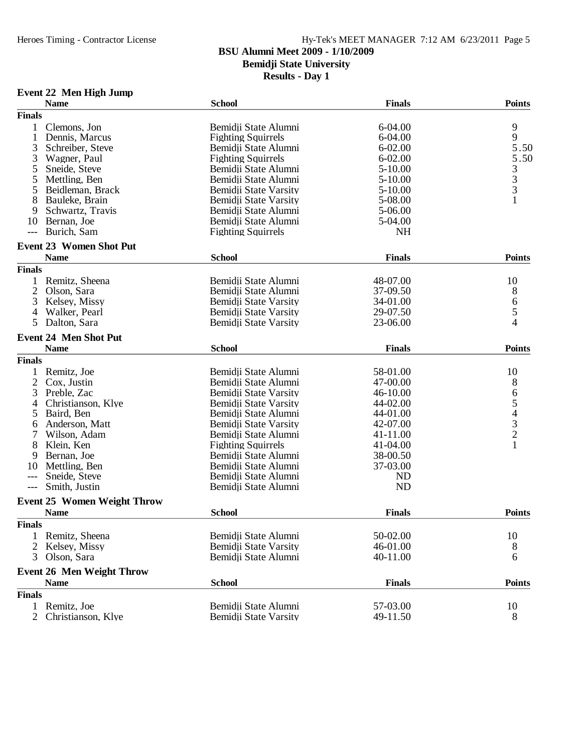# BSU Alumni Meet 2009 - 1/10/2009
## Bemidji State University
## Results - Day 1

### Event 22 Men High Jump

| | Name | School | Finals | Points |
|---|---|---|---|---|
| **Finals** | | | | |
| 1 | Clemons, Jon | Bemidji State Alumni | 6-04.00 | 9 |
| 1 | Dennis, Marcus | Fighting Squirrels | 6-04.00 | 9 |
| 3 | Schreiber, Steve | Bemidji State Alumni | 6-02.00 | 5.50 |
| 3 | Wagner, Paul | Fighting Squirrels | 6-02.00 | 5.50 |
| 5 | Sneide, Steve | Bemidji State Alumni | 5-10.00 | 3 |
| 5 | Mettling, Ben | Bemidji State Alumni | 5-10.00 | 3 |
| 5 | Beidleman, Brack | Bemidji State Varsity | 5-10.00 | 3 |
| 8 | Bauleke, Brain | Bemidji State Varsity | 5-08.00 | 1 |
| 9 | Schwartz, Travis | Bemidji State Alumni | 5-06.00 | |
| 10 | Bernan, Joe | Bemidji State Alumni | 5-04.00 | |
| --- | Burich, Sam | Fighting Squirrels | NH | |

### Event 23 Women Shot Put

| | Name | School | Finals | Points |
|---|---|---|---|---|
| **Finals** | | | | |
| 1 | Remitz, Sheena | Bemidji State Alumni | 48-07.00 | 10 |
| 2 | Olson, Sara | Bemidji State Alumni | 37-09.50 | 8 |
| 3 | Kelsey, Missy | Bemidji State Varsity | 34-01.00 | 6 |
| 4 | Walker, Pearl | Bemidji State Varsity | 29-07.50 | 5 |
| 5 | Dalton, Sara | Bemidji State Varsity | 23-06.00 | 4 |

### Event 24 Men Shot Put

| | Name | School | Finals | Points |
|---|---|---|---|---|
| **Finals** | | | | |
| 1 | Remitz, Joe | Bemidji State Alumni | 58-01.00 | 10 |
| 2 | Cox, Justin | Bemidji State Alumni | 47-00.00 | 8 |
| 3 | Preble, Zac | Bemidji State Varsity | 46-10.00 | 6 |
| 4 | Christianson, Klye | Bemidji State Varsity | 44-02.00 | 5 |
| 5 | Baird, Ben | Bemidji State Alumni | 44-01.00 | 4 |
| 6 | Anderson, Matt | Bemidji State Varsity | 42-07.00 | 3 |
| 7 | Wilson, Adam | Bemidji State Alumni | 41-11.00 | 2 |
| 8 | Klein, Ken | Fighting Squirrels | 41-04.00 | 1 |
| 9 | Bernan, Joe | Bemidji State Alumni | 38-00.50 | |
| 10 | Mettling, Ben | Bemidji State Alumni | 37-03.00 | |
| --- | Sneide, Steve | Bemidji State Alumni | ND | |
| --- | Smith, Justin | Bemidji State Alumni | ND | |

### Event 25 Women Weight Throw

| | Name | School | Finals | Points |
|---|---|---|---|---|
| **Finals** | | | | |
| 1 | Remitz, Sheena | Bemidji State Alumni | 50-02.00 | 10 |
| 2 | Kelsey, Missy | Bemidji State Varsity | 46-01.00 | 8 |
| 3 | Olson, Sara | Bemidji State Alumni | 40-11.00 | 6 |

### Event 26 Men Weight Throw

| | Name | School | Finals | Points |
|---|---|---|---|---|
| **Finals** | | | | |
| 1 | Remitz, Joe | Bemidji State Alumni | 57-03.00 | 10 |
| 2 | Christianson, Klye | Bemidji State Varsity | 49-11.50 | 8 |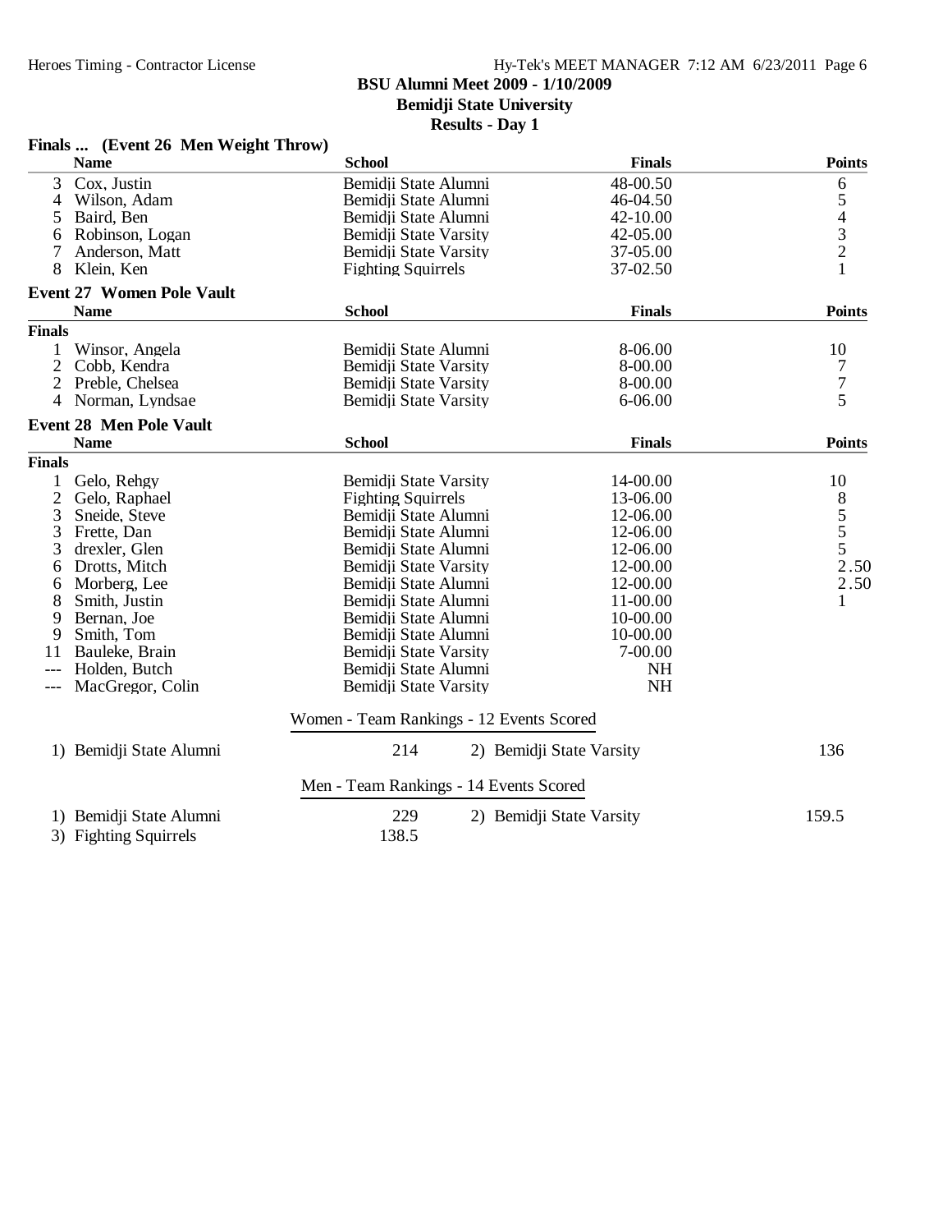## BSU Alumni Meet 2009 - 1/10/2009

**Bemidji State University**

**Results - Day 1**

### Finals ... (Event 26 Men Weight Throw)

| | Name | School | Finals | Points |
|---|---|---|---|---|
| 3 | Cox, Justin | Bemidji State Alumni | 48-00.50 | 6 |
| 4 | Wilson, Adam | Bemidji State Alumni | 46-04.50 | 5 |
| 5 | Baird, Ben | Bemidji State Alumni | 42-10.00 | 4 |
| 6 | Robinson, Logan | Bemidji State Varsity | 42-05.00 | 3 |
| 7 | Anderson, Matt | Bemidji State Varsity | 37-05.00 | 2 |
| 8 | Klein, Ken | Fighting Squirrels | 37-02.50 | 1 |

### Event 27 Women Pole Vault

| | Name | School | Finals | Points |
|---|---|---|---|---|
| **Finals** | | | | |
| 1 | Winsor, Angela | Bemidji State Alumni | 8-06.00 | 10 |
| 2 | Cobb, Kendra | Bemidji State Varsity | 8-00.00 | 7 |
| 2 | Preble, Chelsea | Bemidji State Varsity | 8-00.00 | 7 |
| 4 | Norman, Lyndsae | Bemidji State Varsity | 6-06.00 | 5 |

### Event 28 Men Pole Vault

| | Name | School | Finals | Points |
|---|---|---|---|---|
| **Finals** | | | | |
| 1 | Gelo, Rehgy | Bemidji State Varsity | 14-00.00 | 10 |
| 2 | Gelo, Raphael | Fighting Squirrels | 13-06.00 | 8 |
| 3 | Sneide, Steve | Bemidji State Alumni | 12-06.00 | 5 |
| 3 | Frette, Dan | Bemidji State Alumni | 12-06.00 | 5 |
| 3 | drexler, Glen | Bemidji State Alumni | 12-06.00 | 5 |
| 6 | Drotts, Mitch | Bemidji State Varsity | 12-00.00 | 2.50 |
| 6 | Morberg, Lee | Bemidji State Alumni | 12-00.00 | 2.50 |
| 8 | Smith, Justin | Bemidji State Alumni | 11-00.00 | 1 |
| 9 | Bernan, Joe | Bemidji State Alumni | 10-00.00 | |
| 9 | Smith, Tom | Bemidji State Alumni | 10-00.00 | |
| 11 | Bauleke, Brain | Bemidji State Varsity | 7-00.00 | |
| --- | Holden, Butch | Bemidji State Alumni | NH | |
| --- | MacGregor, Colin | Bemidji State Varsity | NH | |

### Women - Team Rankings - 12 Events Scored

| | | | |
|---|---|---|---|
| 1) Bemidji State Alumni | 214 | 2) Bemidji State Varsity | 136 |

### Men - Team Rankings - 14 Events Scored

| | | | |
|---|---|---|---|
| 1) Bemidji State Alumni | 229 | 2) Bemidji State Varsity | 159.5 |
| 3) Fighting Squirrels | 138.5 | | |